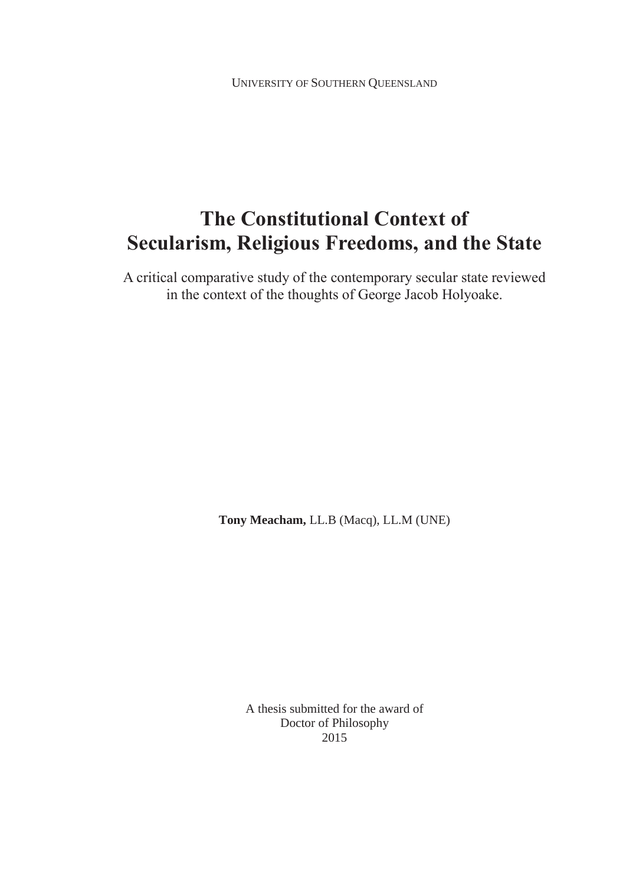UNIVERSITY OF SOUTHERN QUEENSLAND

# The Constitutional Context of Secularism, Religious Freedoms, and the State

A critical comparative study of the contemporary secular state reviewed in the context of the thoughts of George Jacob Holyoake.

**Tony Meacham,** LL.B (Macq), LL.M (UNE)

A thesis submitted for the award of
Doctor of Philosophy
2015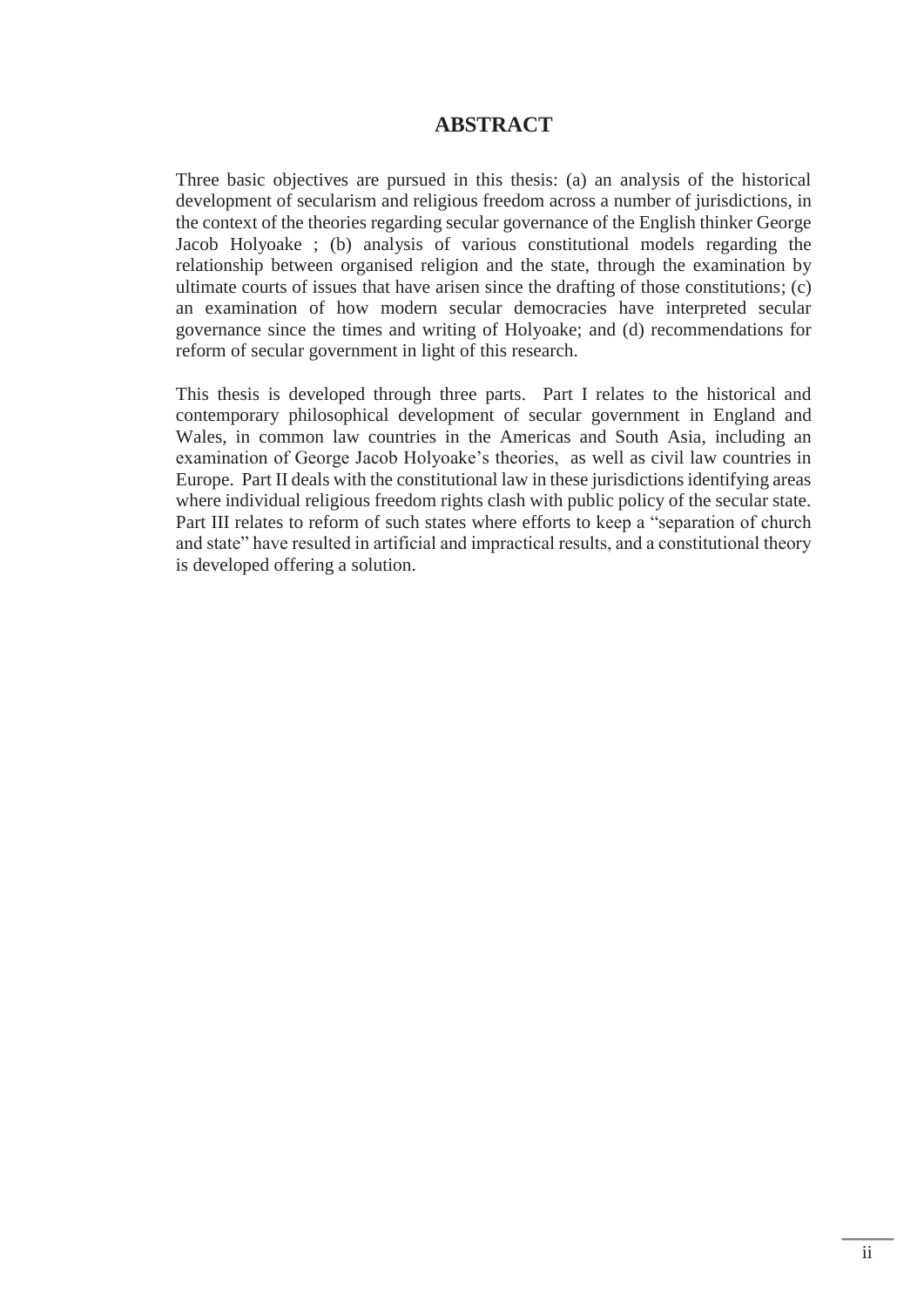# ABSTRACT

Three basic objectives are pursued in this thesis: (a) an analysis of the historical development of secularism and religious freedom across a number of jurisdictions, in the context of the theories regarding secular governance of the English thinker George Jacob Holyoake ; (b) analysis of various constitutional models regarding the relationship between organised religion and the state, through the examination by ultimate courts of issues that have arisen since the drafting of those constitutions; (c) an examination of how modern secular democracies have interpreted secular governance since the times and writing of Holyoake; and (d) recommendations for reform of secular government in light of this research.

This thesis is developed through three parts. Part I relates to the historical and contemporary philosophical development of secular government in England and Wales, in common law countries in the Americas and South Asia, including an examination of George Jacob Holyoake's theories, as well as civil law countries in Europe. Part II deals with the constitutional law in these jurisdictions identifying areas where individual religious freedom rights clash with public policy of the secular state. Part III relates to reform of such states where efforts to keep a "separation of church and state" have resulted in artificial and impractical results, and a constitutional theory is developed offering a solution.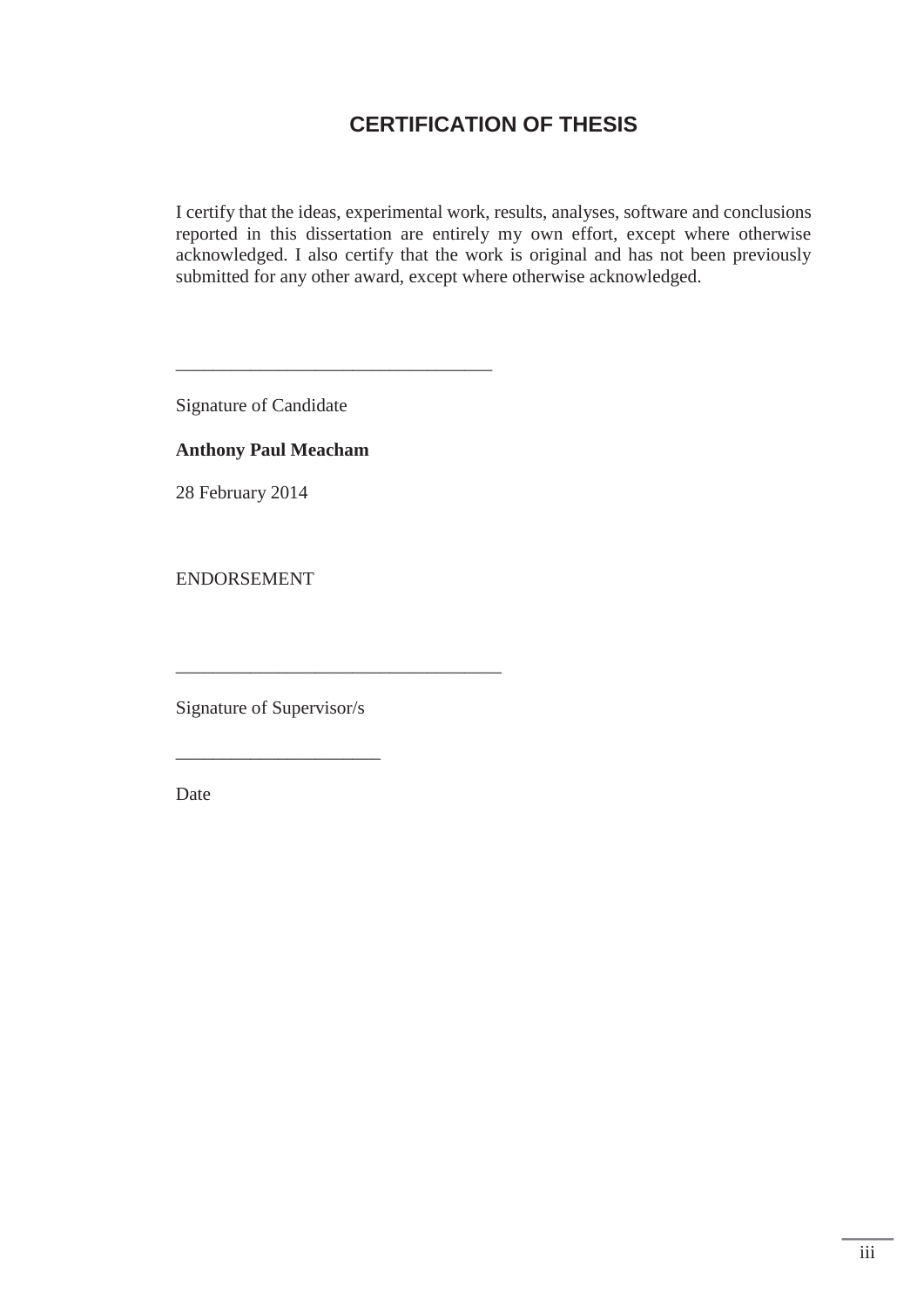# CERTIFICATION OF THESIS

I certify that the ideas, experimental work, results, analyses, software and conclusions reported in this dissertation are entirely my own effort, except where otherwise acknowledged. I also certify that the work is original and has not been previously submitted for any other award, except where otherwise acknowledged.

\_\_\_\_\_\_\_\_\_\_\_\_\_\_\_\_\_\_\_\_\_\_\_\_\_\_\_\_\_\_\_\_\_\_

Signature of Candidate

**Anthony Paul Meacham**

28 February 2014

ENDORSEMENT

\_\_\_\_\_\_\_\_\_\_\_\_\_\_\_\_\_\_\_\_\_\_\_\_\_\_\_\_\_\_\_\_\_\_

Signature of Supervisor/s

\_\_\_\_\_\_\_\_\_\_\_\_\_\_\_\_\_\_\_\_\_\_

Date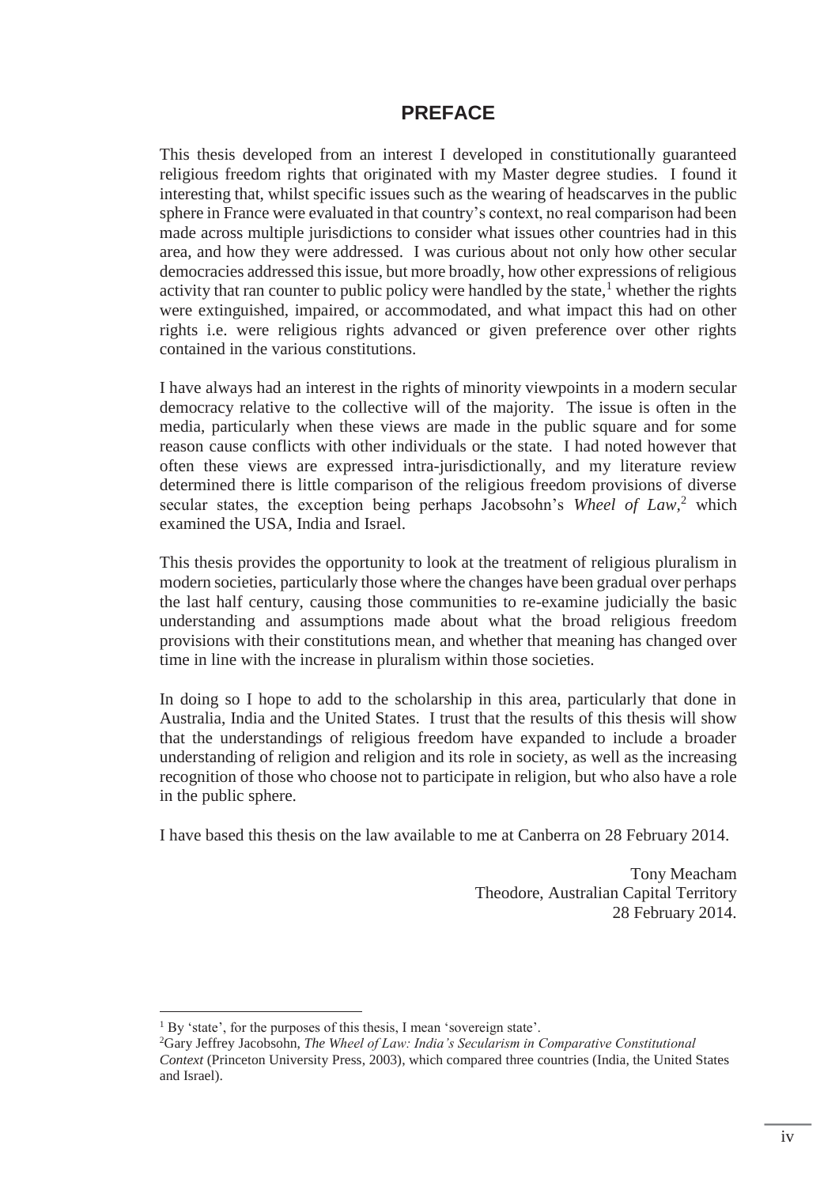# PREFACE

This thesis developed from an interest I developed in constitutionally guaranteed religious freedom rights that originated with my Master degree studies. I found it interesting that, whilst specific issues such as the wearing of headscarves in the public sphere in France were evaluated in that country's context, no real comparison had been made across multiple jurisdictions to consider what issues other countries had in this area, and how they were addressed. I was curious about not only how other secular democracies addressed this issue, but more broadly, how other expressions of religious activity that ran counter to public policy were handled by the state,[1] whether the rights were extinguished, impaired, or accommodated, and what impact this had on other rights i.e. were religious rights advanced or given preference over other rights contained in the various constitutions.

I have always had an interest in the rights of minority viewpoints in a modern secular democracy relative to the collective will of the majority. The issue is often in the media, particularly when these views are made in the public square and for some reason cause conflicts with other individuals or the state. I had noted however that often these views are expressed intra-jurisdictionally, and my literature review determined there is little comparison of the religious freedom provisions of diverse secular states, the exception being perhaps Jacobsohn's *Wheel of Law*,[2] which examined the USA, India and Israel.

This thesis provides the opportunity to look at the treatment of religious pluralism in modern societies, particularly those where the changes have been gradual over perhaps the last half century, causing those communities to re-examine judicially the basic understanding and assumptions made about what the broad religious freedom provisions with their constitutions mean, and whether that meaning has changed over time in line with the increase in pluralism within those societies.

In doing so I hope to add to the scholarship in this area, particularly that done in Australia, India and the United States. I trust that the results of this thesis will show that the understandings of religious freedom have expanded to include a broader understanding of religion and religion and its role in society, as well as the increasing recognition of those who choose not to participate in religion, but who also have a role in the public sphere.

I have based this thesis on the law available to me at Canberra on 28 February 2014.

Tony Meacham
Theodore, Australian Capital Territory
28 February 2014.

---

[1] By 'state', for the purposes of this thesis, I mean 'sovereign state'.

[2] Gary Jeffrey Jacobsohn, *The Wheel of Law: India's Secularism in Comparative Constitutional Context* (Princeton University Press, 2003), which compared three countries (India, the United States and Israel).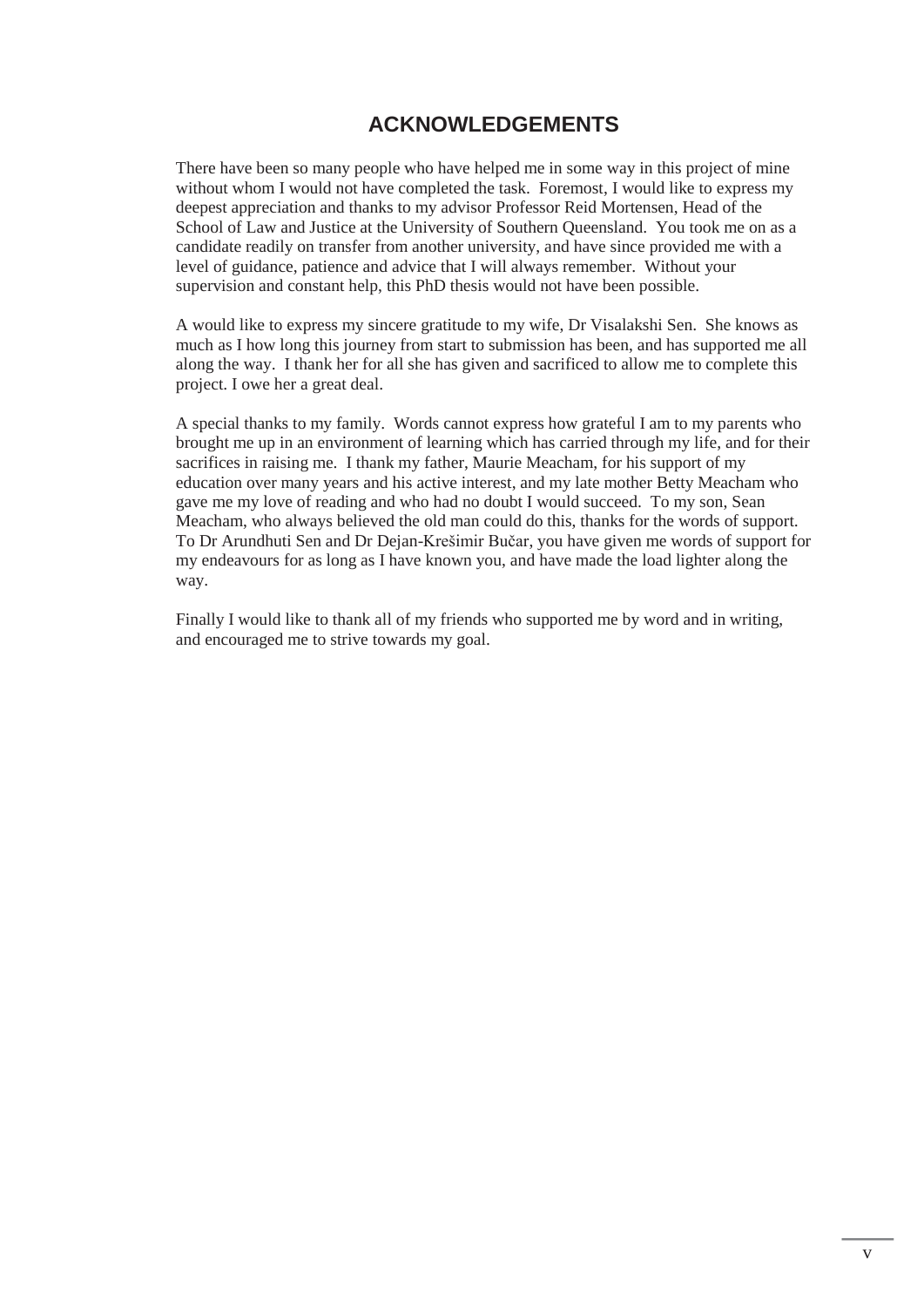# ACKNOWLEDGEMENTS

There have been so many people who have helped me in some way in this project of mine without whom I would not have completed the task. Foremost, I would like to express my deepest appreciation and thanks to my advisor Professor Reid Mortensen, Head of the School of Law and Justice at the University of Southern Queensland. You took me on as a candidate readily on transfer from another university, and have since provided me with a level of guidance, patience and advice that I will always remember. Without your supervision and constant help, this PhD thesis would not have been possible.

A would like to express my sincere gratitude to my wife, Dr Visalakshi Sen. She knows as much as I how long this journey from start to submission has been, and has supported me all along the way. I thank her for all she has given and sacrificed to allow me to complete this project. I owe her a great deal.

A special thanks to my family. Words cannot express how grateful I am to my parents who brought me up in an environment of learning which has carried through my life, and for their sacrifices in raising me. I thank my father, Maurie Meacham, for his support of my education over many years and his active interest, and my late mother Betty Meacham who gave me my love of reading and who had no doubt I would succeed. To my son, Sean Meacham, who always believed the old man could do this, thanks for the words of support. To Dr Arundhuti Sen and Dr Dejan-Krešimir Bučar, you have given me words of support for my endeavours for as long as I have known you, and have made the load lighter along the way.

Finally I would like to thank all of my friends who supported me by word and in writing, and encouraged me to strive towards my goal.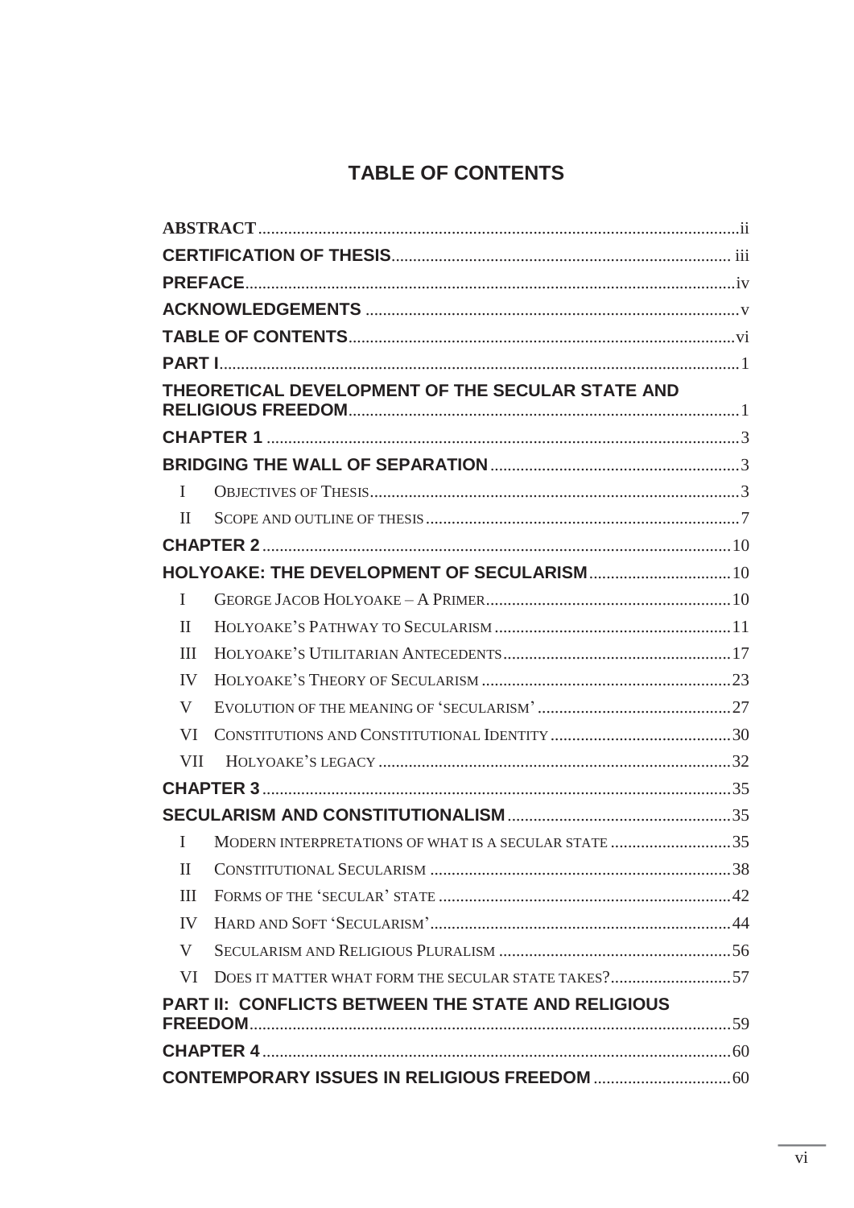# TABLE OF CONTENTS

**ABSTRACT** ii

**CERTIFICATION OF THESIS** iii

**PREFACE** iv

**ACKNOWLEDGEMENTS** v

**TABLE OF CONTENTS** vi

**PART I** 1

**THEORETICAL DEVELOPMENT OF THE SECULAR STATE AND RELIGIOUS FREEDOM** 1

**CHAPTER 1** 3

**BRIDGING THE WALL OF SEPARATION** 3

- I OBJECTIVES OF THESIS 3
- II SCOPE AND OUTLINE OF THESIS 7

**CHAPTER 2** 10

**HOLYOAKE: THE DEVELOPMENT OF SECULARISM** 10

- I GEORGE JACOB HOLYOAKE – A PRIMER 10
- II HOLYOAKE'S PATHWAY TO SECULARISM 11
- III HOLYOAKE'S UTILITARIAN ANTECEDENTS 17
- IV HOLYOAKE'S THEORY OF SECULARISM 23
- V EVOLUTION OF THE MEANING OF 'SECULARISM' 27
- VI CONSTITUTIONS AND CONSTITUTIONAL IDENTITY 30
- VII HOLYOAKE'S LEGACY 32

**CHAPTER 3** 35

**SECULARISM AND CONSTITUTIONALISM** 35

- I MODERN INTERPRETATIONS OF WHAT IS A SECULAR STATE 35
- II CONSTITUTIONAL SECULARISM 38
- III FORMS OF THE 'SECULAR' STATE 42
- IV HARD AND SOFT 'SECULARISM' 44
- V SECULARISM AND RELIGIOUS PLURALISM 56
- VI DOES IT MATTER WHAT FORM THE SECULAR STATE TAKES? 57

**PART II: CONFLICTS BETWEEN THE STATE AND RELIGIOUS FREEDOM** 59

**CHAPTER 4** 60

**CONTEMPORARY ISSUES IN RELIGIOUS FREEDOM** 60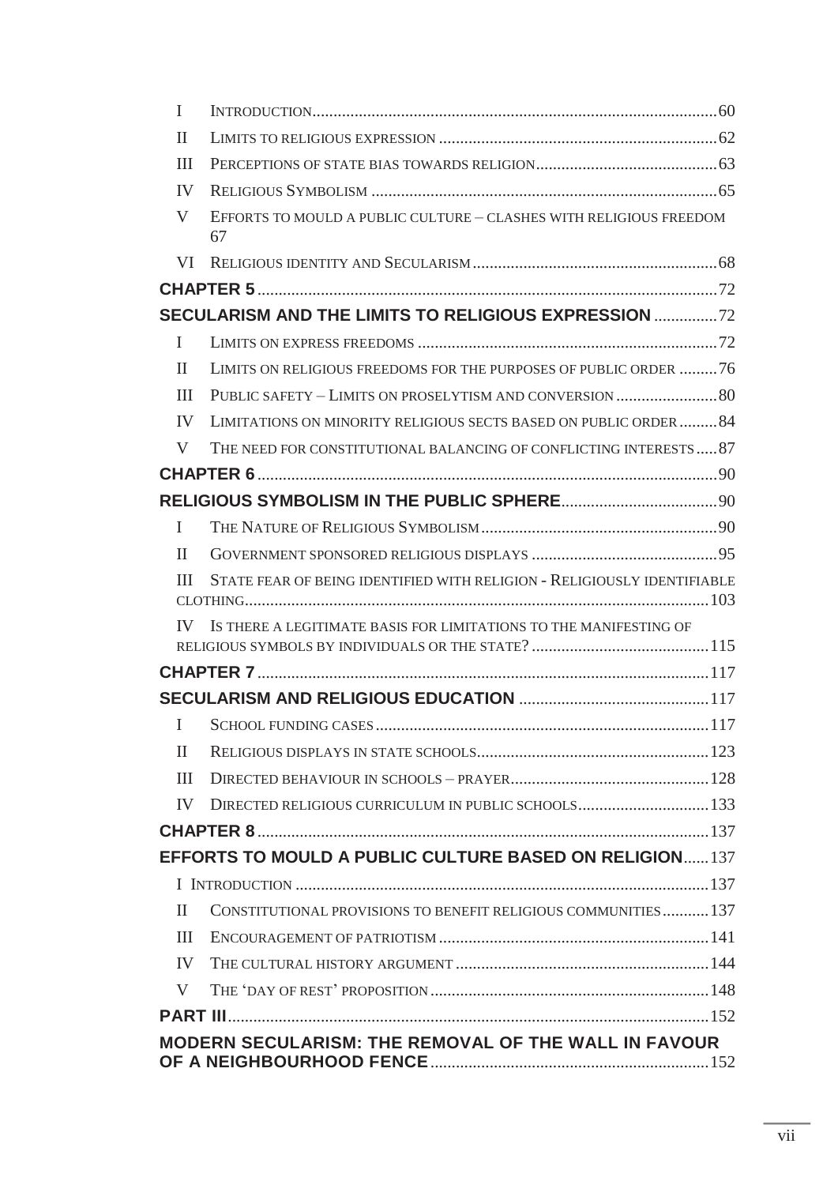| | | |
|---|---|---|
| I | INTRODUCTION | 60 |
| II | LIMITS TO RELIGIOUS EXPRESSION | 62 |
| III | PERCEPTIONS OF STATE BIAS TOWARDS RELIGION | 63 |
| IV | RELIGIOUS SYMBOLISM | 65 |
| V | EFFORTS TO MOULD A PUBLIC CULTURE – CLASHES WITH RELIGIOUS FREEDOM | 67 |
| VI | RELIGIOUS IDENTITY AND SECULARISM | 68 |

**CHAPTER 5** ... 72

**SECULARISM AND THE LIMITS TO RELIGIOUS EXPRESSION** ... 72

| | | |
|---|---|---|
| I | LIMITS ON EXPRESS FREEDOMS | 72 |
| II | LIMITS ON RELIGIOUS FREEDOMS FOR THE PURPOSES OF PUBLIC ORDER | 76 |
| III | PUBLIC SAFETY – LIMITS ON PROSELYTISM AND CONVERSION | 80 |
| IV | LIMITATIONS ON MINORITY RELIGIOUS SECTS BASED ON PUBLIC ORDER | 84 |
| V | THE NEED FOR CONSTITUTIONAL BALANCING OF CONFLICTING INTERESTS | 87 |

**CHAPTER 6** ... 90

**RELIGIOUS SYMBOLISM IN THE PUBLIC SPHERE** ... 90

| | | |
|---|---|---|
| I | THE NATURE OF RELIGIOUS SYMBOLISM | 90 |
| II | GOVERNMENT SPONSORED RELIGIOUS DISPLAYS | 95 |
| III | STATE FEAR OF BEING IDENTIFIED WITH RELIGION - RELIGIOUSLY IDENTIFIABLE CLOTHING | 103 |
| IV | IS THERE A LEGITIMATE BASIS FOR LIMITATIONS TO THE MANIFESTING OF RELIGIOUS SYMBOLS BY INDIVIDUALS OR THE STATE? | 115 |

**CHAPTER 7** ... 117

**SECULARISM AND RELIGIOUS EDUCATION** ... 117

| | | |
|---|---|---|
| I | SCHOOL FUNDING CASES | 117 |
| II | RELIGIOUS DISPLAYS IN STATE SCHOOLS | 123 |
| III | DIRECTED BEHAVIOUR IN SCHOOLS – PRAYER | 128 |
| IV | DIRECTED RELIGIOUS CURRICULUM IN PUBLIC SCHOOLS | 133 |

**CHAPTER 8** ... 137

**EFFORTS TO MOULD A PUBLIC CULTURE BASED ON RELIGION** ... 137

| | | |
|---|---|---|
| I | INTRODUCTION | 137 |
| II | CONSTITUTIONAL PROVISIONS TO BENEFIT RELIGIOUS COMMUNITIES | 137 |
| III | ENCOURAGEMENT OF PATRIOTISM | 141 |
| IV | THE CULTURAL HISTORY ARGUMENT | 144 |
| V | THE 'DAY OF REST' PROPOSITION | 148 |

**PART III** ... 152

**MODERN SECULARISM: THE REMOVAL OF THE WALL IN FAVOUR OF A NEIGHBOURHOOD FENCE** ... 152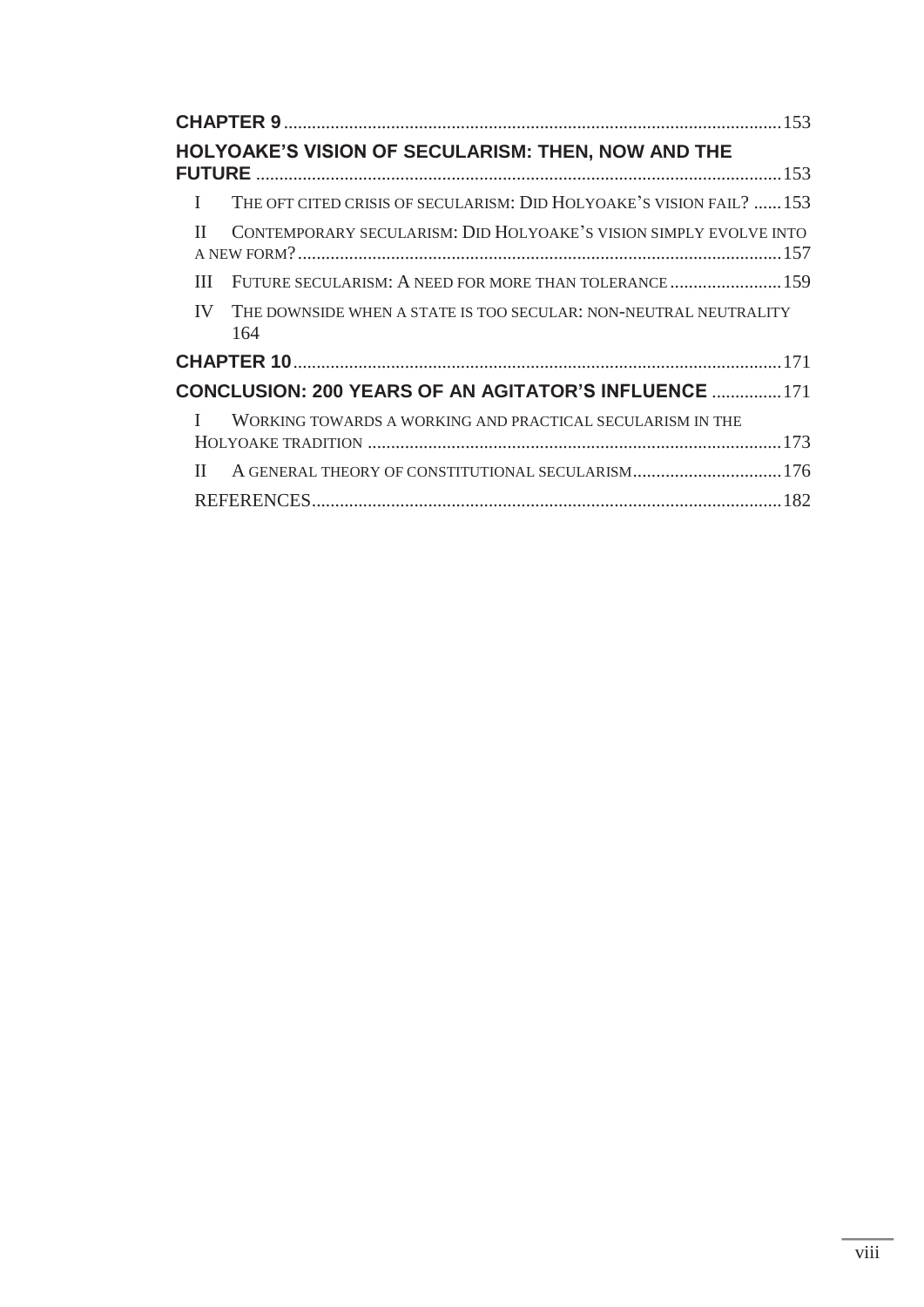**CHAPTER 9** .......................................................................................................... 153

**HOLYOAKE'S VISION OF SECULARISM: THEN, NOW AND THE FUTURE** ................................................................................................................ 153

I THE OFT CITED CRISIS OF SECULARISM: DID HOLYOAKE'S VISION FAIL? ...... 153

II CONTEMPORARY SECULARISM: DID HOLYOAKE'S VISION SIMPLY EVOLVE INTO A NEW FORM? ....................................................................................................... 157

III FUTURE SECULARISM: A NEED FOR MORE THAN TOLERANCE ........................ 159

IV THE DOWNSIDE WHEN A STATE IS TOO SECULAR: NON-NEUTRAL NEUTRALITY 164

**CHAPTER 10** ........................................................................................................ 171

**CONCLUSION: 200 YEARS OF AN AGITATOR'S INFLUENCE** ............... 171

I WORKING TOWARDS A WORKING AND PRACTICAL SECULARISM IN THE HOLYOAKE TRADITION ......................................................................................... 173

II A GENERAL THEORY OF CONSTITUTIONAL SECULARISM ................................ 176

REFERENCES .................................................................................................... 182